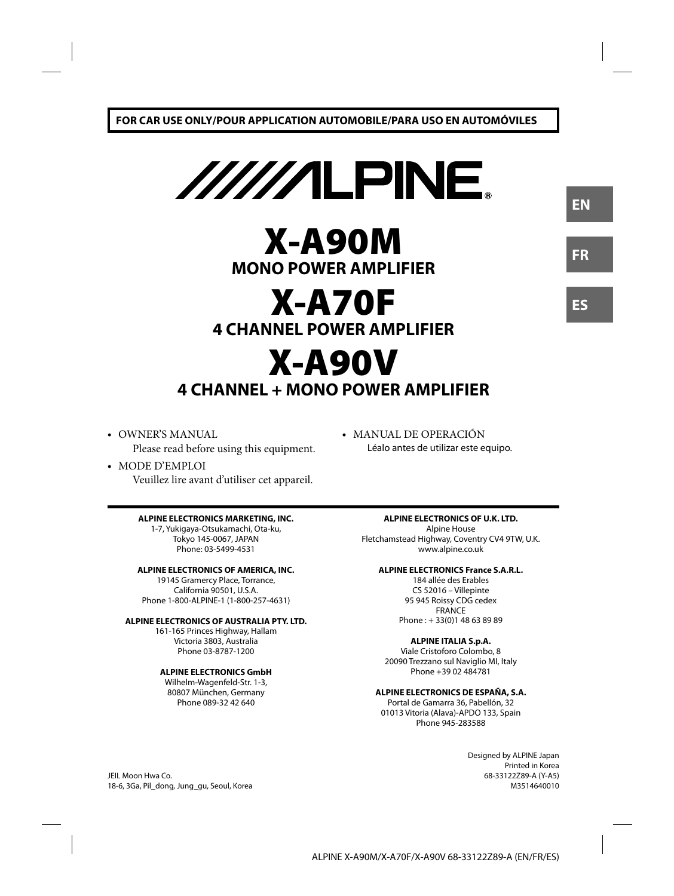**FOR CAR USE ONLY/POUR APPLICATION AUTOMOBILE/PARA USO EN AUTOMÓVILES**

ALPINE®

EN

FR

ES

# X-A90M

## MONO POWER AMPLIFIER

# X-A70F

## 4 CHANNEL POWER AMPLIFIER

# X-A90V

## 4 CHANNEL + MONO POWER AMPLIFIER

- OWNER'S MANUAL
  Please read before using this equipment.
- MODE D'EMPLOI
  Veuillez lire avant d'utiliser cet appareil.
- MANUAL DE OPERACIÓN
  Léalo antes de utilizar este equipo.

---

**ALPINE ELECTRONICS MARKETING, INC.**
1-7, Yukigaya-Otsukamachi, Ota-ku,
Tokyo 145-0067, JAPAN
Phone: 03-5499-4531

**ALPINE ELECTRONICS OF AMERICA, INC.**
19145 Gramercy Place, Torrance,
California 90501, U.S.A.
Phone 1-800-ALPINE-1 (1-800-257-4631)

**ALPINE ELECTRONICS OF AUSTRALIA PTY. LTD.**
161-165 Princes Highway, Hallam
Victoria 3803, Australia
Phone 03-8787-1200

**ALPINE ELECTRONICS GmbH**
Wilhelm-Wagenfeld-Str. 1-3,
80807 München, Germany
Phone 089-32 42 640

**ALPINE ELECTRONICS OF U.K. LTD.**
Alpine House
Fletchamstead Highway, Coventry CV4 9TW, U.K.
www.alpine.co.uk

**ALPINE ELECTRONICS France S.A.R.L.**
184 allée des Erables
CS 52016 – Villepinte
95 945 Roissy CDG cedex
FRANCE
Phone : + 33(0)1 48 63 89 89

**ALPINE ITALIA S.p.A.**
Viale Cristoforo Colombo, 8
20090 Trezzano sul Naviglio MI, Italy
Phone +39 02 484781

**ALPINE ELECTRONICS DE ESPAÑA, S.A.**
Portal de Gamarra 36, Pabellón, 32
01013 Vitoria (Alava)-APDO 133, Spain
Phone 945-283588

JEIL Moon Hwa Co.
18-6, 3Ga, Pil_dong, Jung_gu, Seoul, Korea

Designed by ALPINE Japan
Printed in Korea
68-33122Z89-A (Y-A5)
M3514640010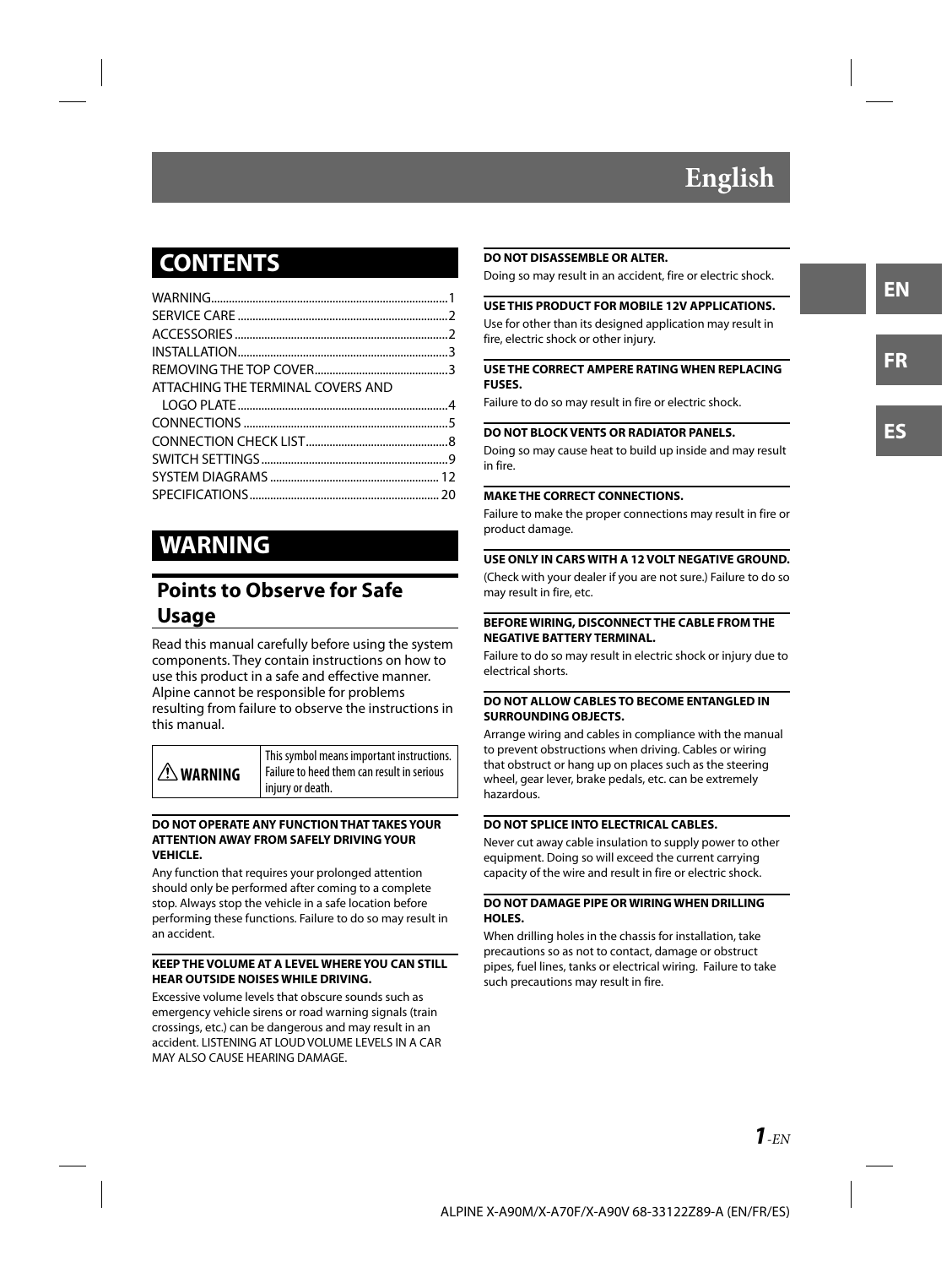# English

## CONTENTS

WARNING...............................................................................1
SERVICE CARE .......................................................................2
ACCESSORIES ........................................................................2
INSTALLATION.......................................................................3
REMOVING THE TOP COVER.............................................3
ATTACHING THE TERMINAL COVERS AND
LOGO PLATE.......................................................................4
CONNECTIONS .....................................................................5
CONNECTION CHECK LIST................................................8
SWITCH SETTINGS...............................................................9
SYSTEM DIAGRAMS ......................................................... 12
SPECIFICATIONS................................................................ 20

## WARNING

### Points to Observe for Safe Usage

Read this manual carefully before using the system components. They contain instructions on how to use this product in a safe and effective manner. Alpine cannot be responsible for problems resulting from failure to observe the instructions in this manual.

| ⚠ WARNING | This symbol means important instructions. Failure to heed them can result in serious injury or death. |
|---|---|

**DO NOT OPERATE ANY FUNCTION THAT TAKES YOUR ATTENTION AWAY FROM SAFELY DRIVING YOUR VEHICLE.**

Any function that requires your prolonged attention should only be performed after coming to a complete stop. Always stop the vehicle in a safe location before performing these functions. Failure to do so may result in an accident.

**KEEP THE VOLUME AT A LEVEL WHERE YOU CAN STILL HEAR OUTSIDE NOISES WHILE DRIVING.**

Excessive volume levels that obscure sounds such as emergency vehicle sirens or road warning signals (train crossings, etc.) can be dangerous and may result in an accident. LISTENING AT LOUD VOLUME LEVELS IN A CAR MAY ALSO CAUSE HEARING DAMAGE.

**DO NOT DISASSEMBLE OR ALTER.**

Doing so may result in an accident, fire or electric shock.

**USE THIS PRODUCT FOR MOBILE 12V APPLICATIONS.**

Use for other than its designed application may result in fire, electric shock or other injury.

**USE THE CORRECT AMPERE RATING WHEN REPLACING FUSES.**

Failure to do so may result in fire or electric shock.

**DO NOT BLOCK VENTS OR RADIATOR PANELS.**

Doing so may cause heat to build up inside and may result in fire.

**MAKE THE CORRECT CONNECTIONS.**

Failure to make the proper connections may result in fire or product damage.

**USE ONLY IN CARS WITH A 12 VOLT NEGATIVE GROUND.**

(Check with your dealer if you are not sure.) Failure to do so may result in fire, etc.

**BEFORE WIRING, DISCONNECT THE CABLE FROM THE NEGATIVE BATTERY TERMINAL.**

Failure to do so may result in electric shock or injury due to electrical shorts.

**DO NOT ALLOW CABLES TO BECOME ENTANGLED IN SURROUNDING OBJECTS.**

Arrange wiring and cables in compliance with the manual to prevent obstructions when driving. Cables or wiring that obstruct or hang up on places such as the steering wheel, gear lever, brake pedals, etc. can be extremely hazardous.

**DO NOT SPLICE INTO ELECTRICAL CABLES.**

Never cut away cable insulation to supply power to other equipment. Doing so will exceed the current carrying capacity of the wire and result in fire or electric shock.

**DO NOT DAMAGE PIPE OR WIRING WHEN DRILLING HOLES.**

When drilling holes in the chassis for installation, take precautions so as not to contact, damage or obstruct pipes, fuel lines, tanks or electrical wiring. Failure to take such precautions may result in fire.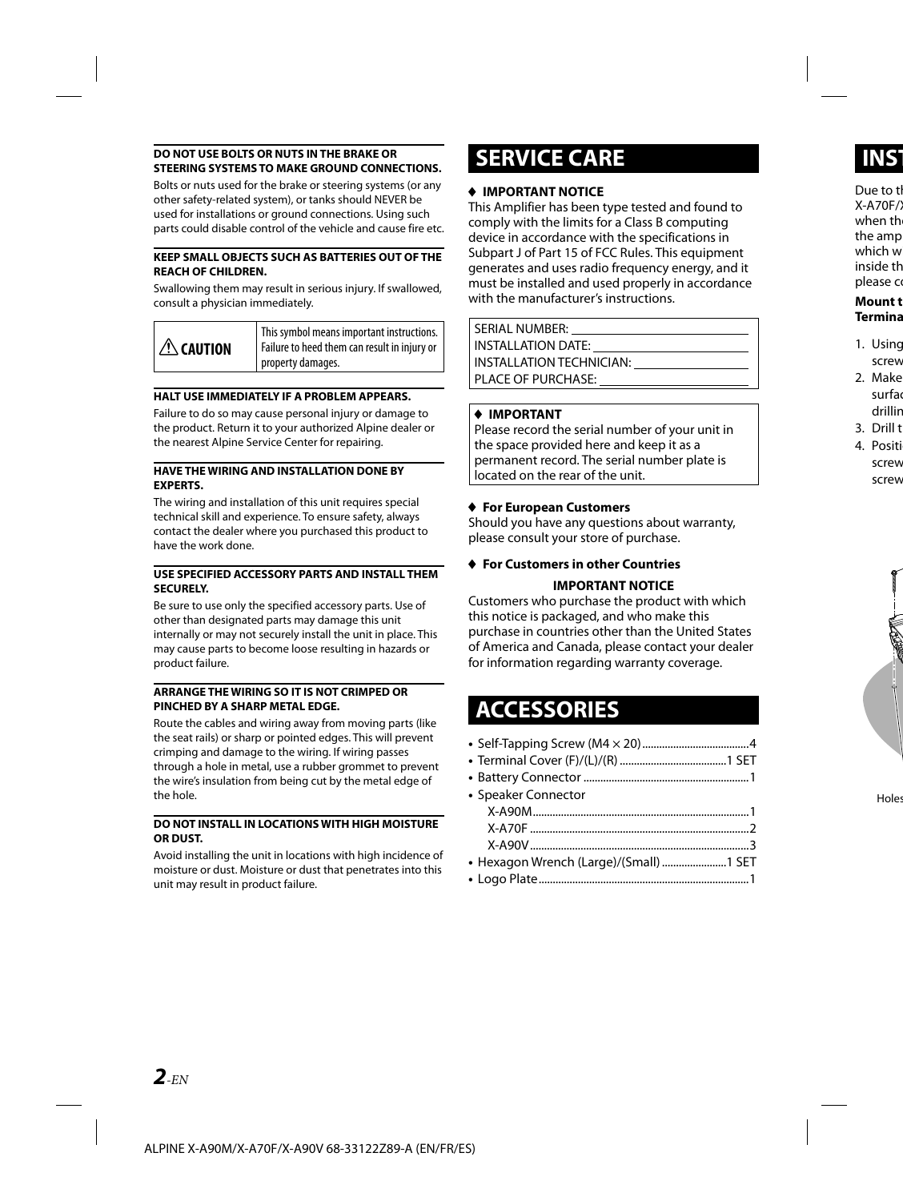#### DO NOT USE BOLTS OR NUTS IN THE BRAKE OR STEERING SYSTEMS TO MAKE GROUND CONNECTIONS.

Bolts or nuts used for the brake or steering systems (or any other safety-related system), or tanks should NEVER be used for installations or ground connections. Using such parts could disable control of the vehicle and cause fire etc.

#### KEEP SMALL OBJECTS SUCH AS BATTERIES OUT OF THE REACH OF CHILDREN.

Swallowing them may result in serious injury. If swallowed, consult a physician immediately.

| ⚠ CAUTION | This symbol means important instructions. Failure to heed them can result in injury or property damages. |
|---|---|

#### HALT USE IMMEDIATELY IF A PROBLEM APPEARS.

Failure to do so may cause personal injury or damage to the product. Return it to your authorized Alpine dealer or the nearest Alpine Service Center for repairing.

#### HAVE THE WIRING AND INSTALLATION DONE BY EXPERTS.

The wiring and installation of this unit requires special technical skill and experience. To ensure safety, always contact the dealer where you purchased this product to have the work done.

#### USE SPECIFIED ACCESSORY PARTS AND INSTALL THEM SECURELY.

Be sure to use only the specified accessory parts. Use of other than designated parts may damage this unit internally or may not securely install the unit in place. This may cause parts to become loose resulting in hazards or product failure.

#### ARRANGE THE WIRING SO IT IS NOT CRIMPED OR PINCHED BY A SHARP METAL EDGE.

Route the cables and wiring away from moving parts (like the seat rails) or sharp or pointed edges. This will prevent crimping and damage to the wiring. If wiring passes through a hole in metal, use a rubber grommet to prevent the wire's insulation from being cut by the metal edge of the hole.

#### DO NOT INSTALL IN LOCATIONS WITH HIGH MOISTURE OR DUST.

Avoid installing the unit in locations with high incidence of moisture or dust. Moisture or dust that penetrates into this unit may result in product failure.

# SERVICE CARE

### ♦ IMPORTANT NOTICE

This Amplifier has been type tested and found to comply with the limits for a Class B computing device in accordance with the specifications in Subpart J of Part 15 of FCC Rules. This equipment generates and uses radio frequency energy, and it must be installed and used properly in accordance with the manufacturer's instructions.

SERIAL NUMBER: ______________________
INSTALLATION DATE: ______________________
INSTALLATION TECHNICIAN: ______________________
PLACE OF PURCHASE: ______________________

### ♦ IMPORTANT

Please record the serial number of your unit in the space provided here and keep it as a permanent record. The serial number plate is located on the rear of the unit.

### ♦ For European Customers

Should you have any questions about warranty, please consult your store of purchase.

### ♦ For Customers in other Countries

**IMPORTANT NOTICE**

Customers who purchase the product with which this notice is packaged, and who make this purchase in countries other than the United States of America and Canada, please contact your dealer for information regarding warranty coverage.

# ACCESSORIES

- Self-Tapping Screw (M4 × 20) .......... 4
- Terminal Cover (F)/(L)/(R) .......... 1 SET
- Battery Connector .......... 1
- Speaker Connector
  - X-A90M .......... 1
  - X-A70F .......... 2
  - X-A90V .......... 3
- Hexagon Wrench (Large)/(Small) .......... 1 SET
- Logo Plate .......... 1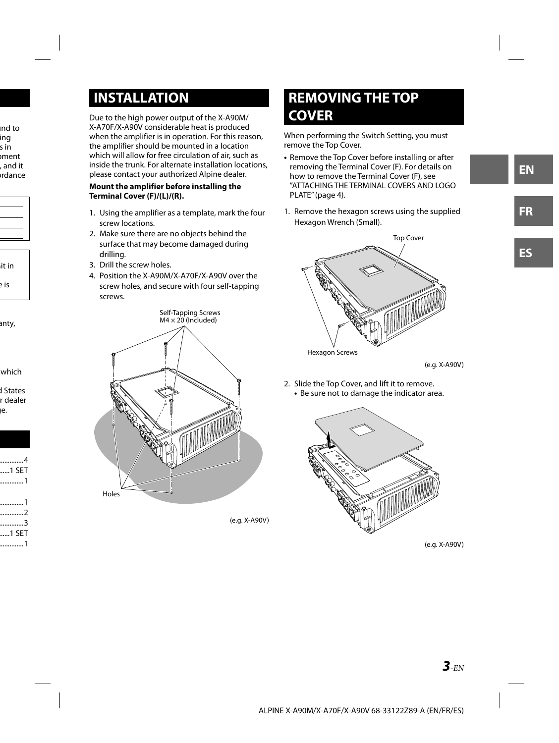## INSTALLATION

Due to the high power output of the X-A90M/X-A70F/X-A90V considerable heat is produced when the amplifier is in operation. For this reason, the amplifier should be mounted in a location which will allow for free circulation of air, such as inside the trunk. For alternate installation locations, please contact your authorized Alpine dealer.

**Mount the amplifier before installing the Terminal Cover (F)/(L)/(R).**

1. Using the amplifier as a template, mark the four screw locations.
2. Make sure there are no objects behind the surface that may become damaged during drilling.
3. Drill the screw holes.
4. Position the X-A90M/X-A70F/X-A90V over the screw holes, and secure with four self-tapping screws.

Self-Tapping Screws
M4 × 20 (Included)

Holes

(e.g. X-A90V)

## REMOVING THE TOP COVER

When performing the Switch Setting, you must remove the Top Cover.

- Remove the Top Cover before installing or after removing the Terminal Cover (F). For details on how to remove the Terminal Cover (F), see "ATTACHING THE TERMINAL COVERS AND LOGO PLATE" (page 4).

1. Remove the hexagon screws using the supplied Hexagon Wrench (Small).

Top Cover

Hexagon Screws

(e.g. X-A90V)

2. Slide the Top Cover, and lift it to remove.
   - Be sure not to damage the indicator area.

(e.g. X-A90V)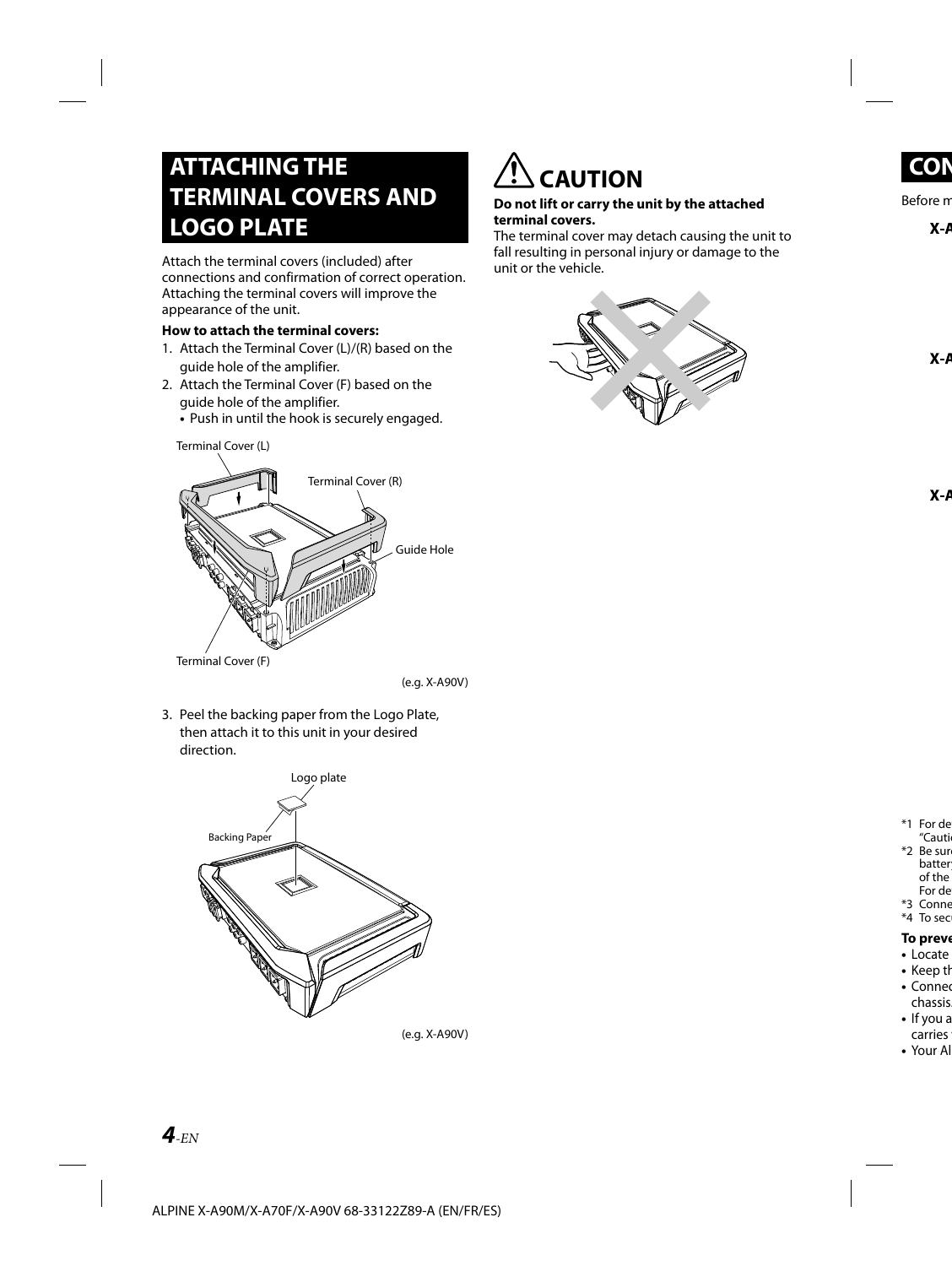## ATTACHING THE TERMINAL COVERS AND LOGO PLATE

Attach the terminal covers (included) after connections and confirmation of correct operation. Attaching the terminal covers will improve the appearance of the unit.

**How to attach the terminal covers:**

1. Attach the Terminal Cover (L)/(R) based on the guide hole of the amplifier.
2. Attach the Terminal Cover (F) based on the guide hole of the amplifier.
   - Push in until the hook is securely engaged.

Terminal Cover (L)

Terminal Cover (R)

Guide Hole

Terminal Cover (F)

(e.g. X-A90V)

3. Peel the backing paper from the Logo Plate, then attach it to this unit in your desired direction.

Logo plate

Backing Paper

(e.g. X-A90V)

## ⚠ CAUTION

**Do not lift or carry the unit by the attached terminal covers.**
The terminal cover may detach causing the unit to fall resulting in personal injury or damage to the unit or the vehicle.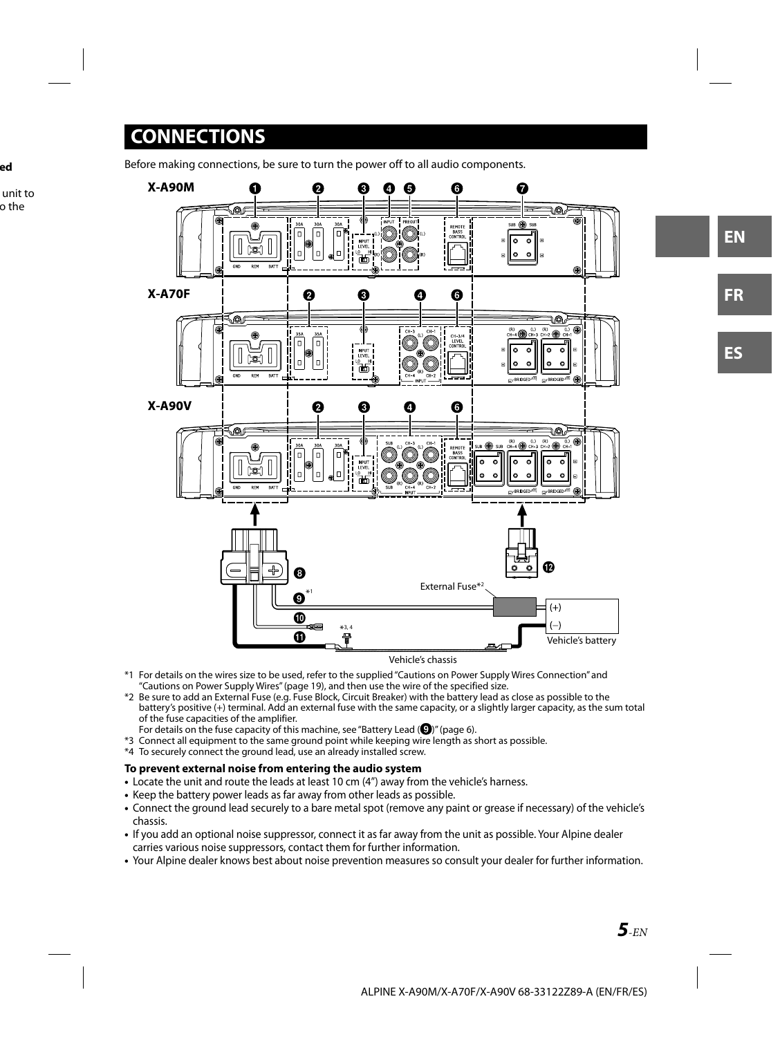# CONNECTIONS

Before making connections, be sure to turn the power off to all audio components.

X-A90M

X-A70F

X-A90V

External Fuse*2

(+)

(–)

Vehicle's battery

Vehicle's chassis

*1 For details on the wires size to be used, refer to the supplied "Cautions on Power Supply Wires Connection" and "Cautions on Power Supply Wires" (page 19), and then use the wire of the specified size.

*2 Be sure to add an External Fuse (e.g. Fuse Block, Circuit Breaker) with the battery lead as close as possible to the battery's positive (+) terminal. Add an external fuse with the same capacity, or a slightly larger capacity, as the sum total of the fuse capacities of the amplifier.
For details on the fuse capacity of this machine, see "Battery Lead (❾)" (page 6).

*3 Connect all equipment to the same ground point while keeping wire length as short as possible.

*4 To securely connect the ground lead, use an already installed screw.

**To prevent external noise from entering the audio system**

- Locate the unit and route the leads at least 10 cm (4") away from the vehicle's harness.
- Keep the battery power leads as far away from other leads as possible.
- Connect the ground lead securely to a bare metal spot (remove any paint or grease if necessary) of the vehicle's chassis.
- If you add an optional noise suppressor, connect it as far away from the unit as possible. Your Alpine dealer carries various noise suppressors, contact them for further information.
- Your Alpine dealer knows best about noise prevention measures so consult your dealer for further information.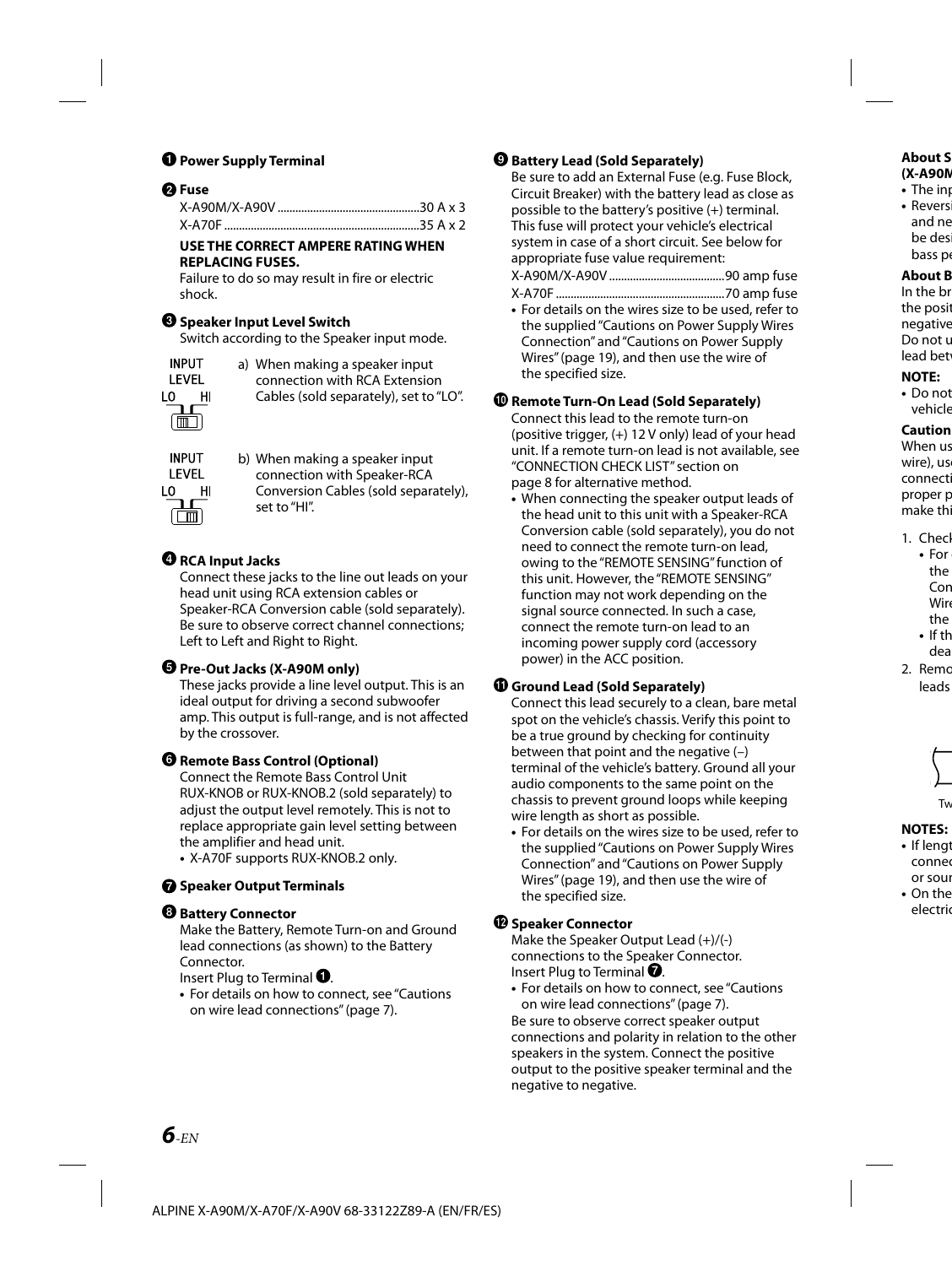**❶ Power Supply Terminal**

**❷ Fuse**

X-A90M/X-A90V ................................................30 A x 3
X-A70F .................................................................35 A x 2

**USE THE CORRECT AMPERE RATING WHEN REPLACING FUSES.**

Failure to do so may result in fire or electric shock.

**❸ Speaker Input Level Switch**

Switch according to the Speaker input mode.

INPUT LEVEL LO HI

a) When making a speaker input connection with RCA Extension Cables (sold separately), set to "LO".

INPUT LEVEL LO HI

b) When making a speaker input connection with Speaker-RCA Conversion Cables (sold separately), set to "HI".

**❹ RCA Input Jacks**

Connect these jacks to the line out leads on your head unit using RCA extension cables or Speaker-RCA Conversion cable (sold separately). Be sure to observe correct channel connections; Left to Left and Right to Right.

**❺ Pre-Out Jacks (X-A90M only)**

These jacks provide a line level output. This is an ideal output for driving a second subwoofer amp. This output is full-range, and is not affected by the crossover.

**❻ Remote Bass Control (Optional)**

Connect the Remote Bass Control Unit RUX-KNOB or RUX-KNOB.2 (sold separately) to adjust the output level remotely. This is not to replace appropriate gain level setting between the amplifier and head unit.

- X-A70F supports RUX-KNOB.2 only.

**❼ Speaker Output Terminals**

**❽ Battery Connector**

Make the Battery, Remote Turn-on and Ground lead connections (as shown) to the Battery Connector.
Insert Plug to Terminal ❶.

- For details on how to connect, see "Cautions on wire lead connections" (page 7).

**❾ Battery Lead (Sold Separately)**

Be sure to add an External Fuse (e.g. Fuse Block, Circuit Breaker) with the battery lead as close as possible to the battery's positive (+) terminal. This fuse will protect your vehicle's electrical system in case of a short circuit. See below for appropriate fuse value requirement:

X-A90M/X-A90V .......................................90 amp fuse
X-A70F .........................................................70 amp fuse

- For details on the wires size to be used, refer to the supplied "Cautions on Power Supply Wires Connection" and "Cautions on Power Supply Wires" (page 19), and then use the wire of the specified size.

**❿ Remote Turn-On Lead (Sold Separately)**

Connect this lead to the remote turn-on (positive trigger, (+) 12 V only) lead of your head unit. If a remote turn-on lead is not available, see "CONNECTION CHECK LIST" section on page 8 for alternative method.

- When connecting the speaker output leads of the head unit to this unit with a Speaker-RCA Conversion cable (sold separately), you do not need to connect the remote turn-on lead, owing to the "REMOTE SENSING" function of this unit. However, the "REMOTE SENSING" function may not work depending on the signal source connected. In such a case, connect the remote turn-on lead to an incoming power supply cord (accessory power) in the ACC position.

**⓫ Ground Lead (Sold Separately)**

Connect this lead securely to a clean, bare metal spot on the vehicle's chassis. Verify this point to be a true ground by checking for continuity between that point and the negative (–) terminal of the vehicle's battery. Ground all your audio components to the same point on the chassis to prevent ground loops while keeping wire length as short as possible.

- For details on the wires size to be used, refer to the supplied "Cautions on Power Supply Wires Connection" and "Cautions on Power Supply Wires" (page 19), and then use the wire of the specified size.

**⓬ Speaker Connector**

Make the Speaker Output Lead (+)/(-) connections to the Speaker Connector.
Insert Plug to Terminal ❼.

- For details on how to connect, see "Cautions on wire lead connections" (page 7).

Be sure to observe correct speaker output connections and polarity in relation to the other speakers in the system. Connect the positive output to the positive speaker terminal and the negative to negative.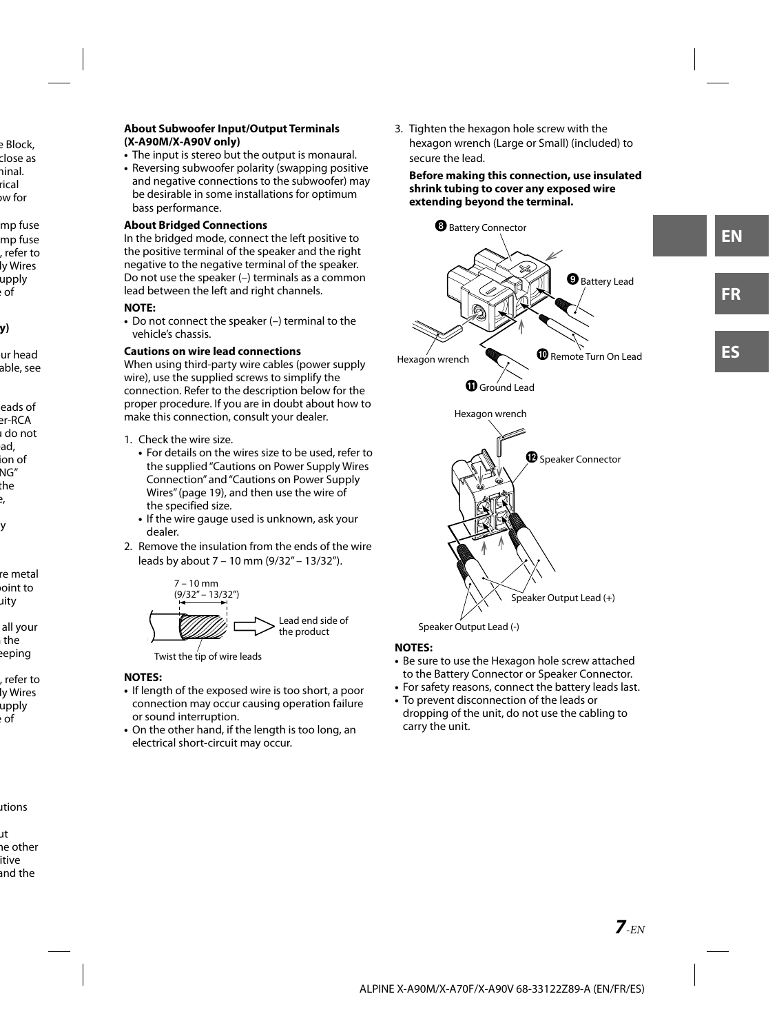**About Subwoofer Input/Output Terminals (X-A90M/X-A90V only)**

- The input is stereo but the output is monaural.
- Reversing subwoofer polarity (swapping positive and negative connections to the subwoofer) may be desirable in some installations for optimum bass performance.

**About Bridged Connections**

In the bridged mode, connect the left positive to the positive terminal of the speaker and the right negative to the negative terminal of the speaker. Do not use the speaker (–) terminals as a common lead between the left and right channels.

**NOTE:**

- Do not connect the speaker (–) terminal to the vehicle's chassis.

**Cautions on wire lead connections**

When using third-party wire cables (power supply wire), use the supplied screws to simplify the connection. Refer to the description below for the proper procedure. If you are in doubt about how to make this connection, consult your dealer.

1. Check the wire size.
   - For details on the wires size to be used, refer to the supplied "Cautions on Power Supply Wires Connection" and "Cautions on Power Supply Wires" (page 19), and then use the wire of the specified size.
   - If the wire gauge used is unknown, ask your dealer.
2. Remove the insulation from the ends of the wire leads by about 7 – 10 mm (9/32" – 13/32").

7 – 10 mm (9/32" – 13/32")

Lead end side of the product

Twist the tip of wire leads

**NOTES:**

- If length of the exposed wire is too short, a poor connection may occur causing operation failure or sound interruption.
- On the other hand, if the length is too long, an electrical short-circuit may occur.

3. Tighten the hexagon hole screw with the hexagon wrench (Large or Small) (included) to secure the lead.

**Before making this connection, use insulated shrink tubing to cover any exposed wire extending beyond the terminal.**

⑧ Battery Connector

⑨ Battery Lead

Hexagon wrench

⑩ Remote Turn On Lead

⑪ Ground Lead

Hexagon wrench

⑫ Speaker Connector

Speaker Output Lead (+)

Speaker Output Lead (-)

**NOTES:**

- Be sure to use the Hexagon hole screw attached to the Battery Connector or Speaker Connector.
- For safety reasons, connect the battery leads last.
- To prevent disconnection of the leads or dropping of the unit, do not use the cabling to carry the unit.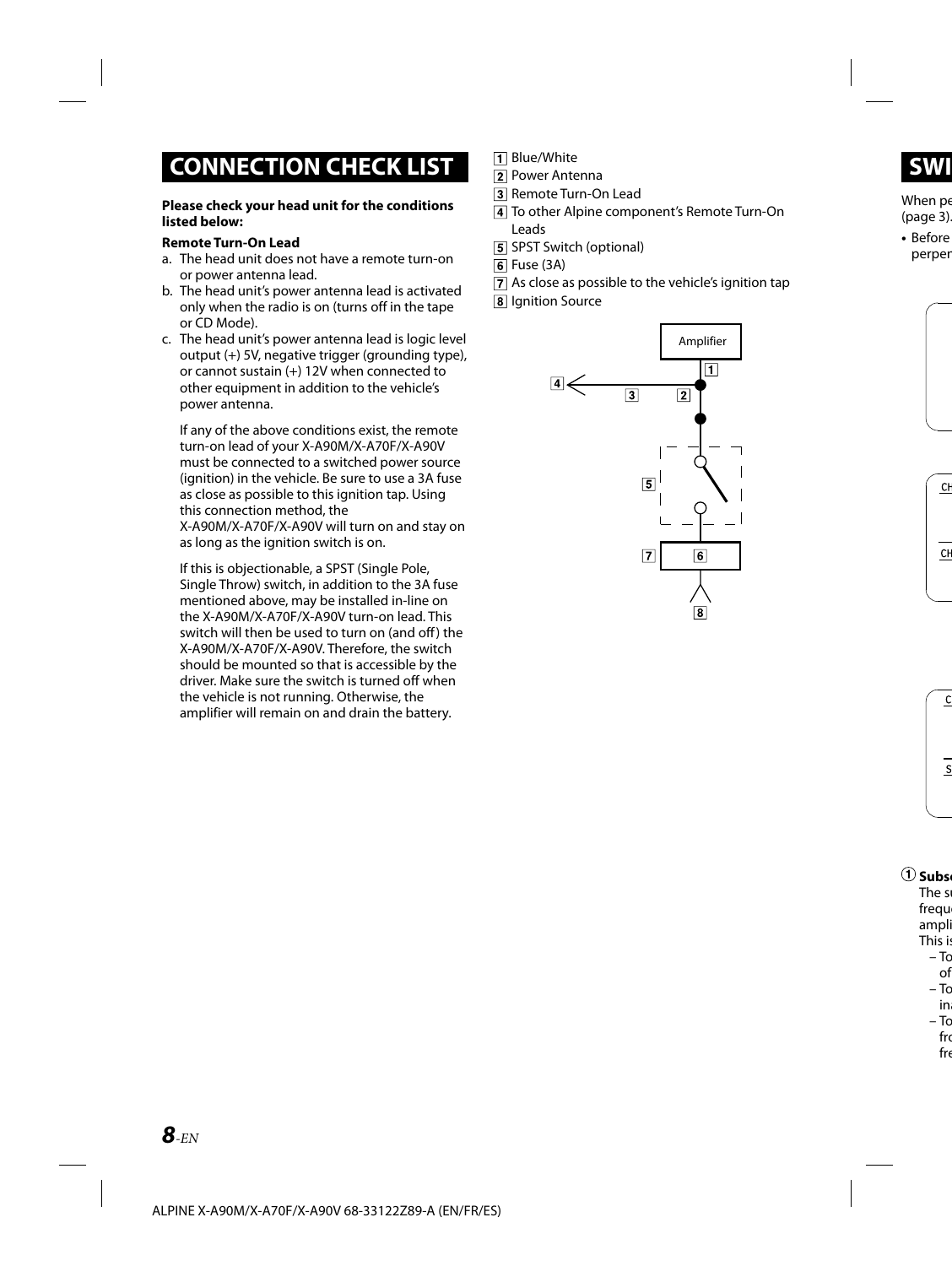# CONNECTION CHECK LIST

**Please check your head unit for the conditions listed below:**

**Remote Turn-On Lead**

a. The head unit does not have a remote turn-on or power antenna lead.
b. The head unit's power antenna lead is activated only when the radio is on (turns off in the tape or CD Mode).
c. The head unit's power antenna lead is logic level output (+) 5V, negative trigger (grounding type), or cannot sustain (+) 12V when connected to other equipment in addition to the vehicle's power antenna.

If any of the above conditions exist, the remote turn-on lead of your X-A90M/X-A70F/X-A90V must be connected to a switched power source (ignition) in the vehicle. Be sure to use a 3A fuse as close as possible to this ignition tap. Using this connection method, the X-A90M/X-A70F/X-A90V will turn on and stay on as long as the ignition switch is on.

If this is objectionable, a SPST (Single Pole, Single Throw) switch, in addition to the 3A fuse mentioned above, may be installed in-line on the X-A90M/X-A70F/X-A90V turn-on lead. This switch will then be used to turn on (and off) the X-A90M/X-A70F/X-A90V. Therefore, the switch should be mounted so that is accessible by the driver. Make sure the switch is turned off when the vehicle is not running. Otherwise, the amplifier will remain on and drain the battery.

1. Blue/White
2. Power Antenna
3. Remote Turn-On Lead
4. To other Alpine component's Remote Turn-On Leads
5. SPST Switch (optional)
6. Fuse (3A)
7. As close as possible to the vehicle's ignition tap
8. Ignition Source

Amplifier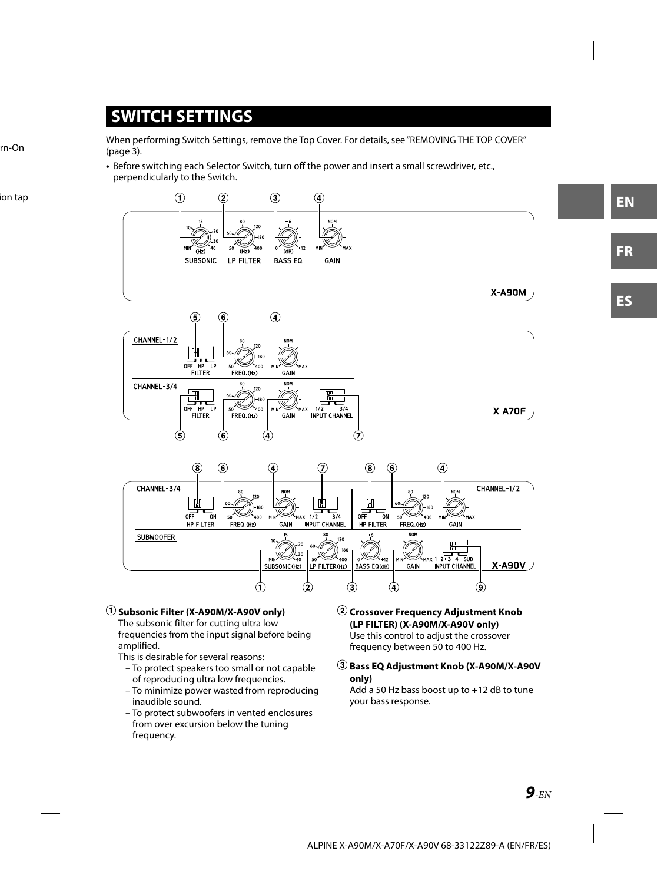## SWITCH SETTINGS

When performing Switch Settings, remove the Top Cover. For details, see "REMOVING THE TOP COVER" (page 3).

- Before switching each Selector Switch, turn off the power and insert a small screwdriver, etc., perpendicularly to the Switch.

① ② ③ ④

10 15 20 30 MIN (Hz) 40 SUBSONIC | 60 80 120 180 50 (Hz) 400 LP FILTER | +6 0 (dB) +12 BASS EQ | NOM MIN MAX GAIN

**X-A90M**

⑤ ⑥ ④

CHANNEL-1/2: OFF HP LP FILTER | 60 80 120 180 50 400 FREQ.(Hz) | NOM MIN MAX GAIN

CHANNEL-3/4: OFF HP LP FILTER | 60 80 120 180 50 400 FREQ.(Hz) | NOM MIN MAX GAIN | 1/2 3/4 INPUT CHANNEL

**X-A70F**

⑤ ⑥ ④ ⑦

⑧ ⑥ ④ ⑦ ⑧ ⑥ ④

CHANNEL-3/4: OFF ON HP FILTER | 60 80 120 180 50 400 FREQ.(Hz) | NOM MIN MAX GAIN | 1/2 3/4 INPUT CHANNEL

CHANNEL-1/2: OFF ON HP FILTER | 60 80 120 180 50 400 FREQ.(Hz) | NOM MIN MAX GAIN

SUBWOOFER: 10 15 20 30 MIN 40 SUBSONIC(Hz) | 60 80 120 180 50 400 LP FILTER(Hz) | +6 0 +12 BASS EQ(dB) | NOM MIN MAX GAIN | 1+2+3+4 SUB INPUT CHANNEL

**X-A90V**

① ② ③ ④ ⑨

① **Subsonic Filter (X-A90M/X-A90V only)**
The subsonic filter for cutting ultra low frequencies from the input signal before being amplified.
This is desirable for several reasons:
- To protect speakers too small or not capable of reproducing ultra low frequencies.
- To minimize power wasted from reproducing inaudible sound.
- To protect subwoofers in vented enclosures from over excursion below the tuning frequency.

② **Crossover Frequency Adjustment Knob (LP FILTER) (X-A90M/X-A90V only)**
Use this control to adjust the crossover frequency between 50 to 400 Hz.

③ **Bass EQ Adjustment Knob (X-A90M/X-A90V only)**
Add a 50 Hz bass boost up to +12 dB to tune your bass response.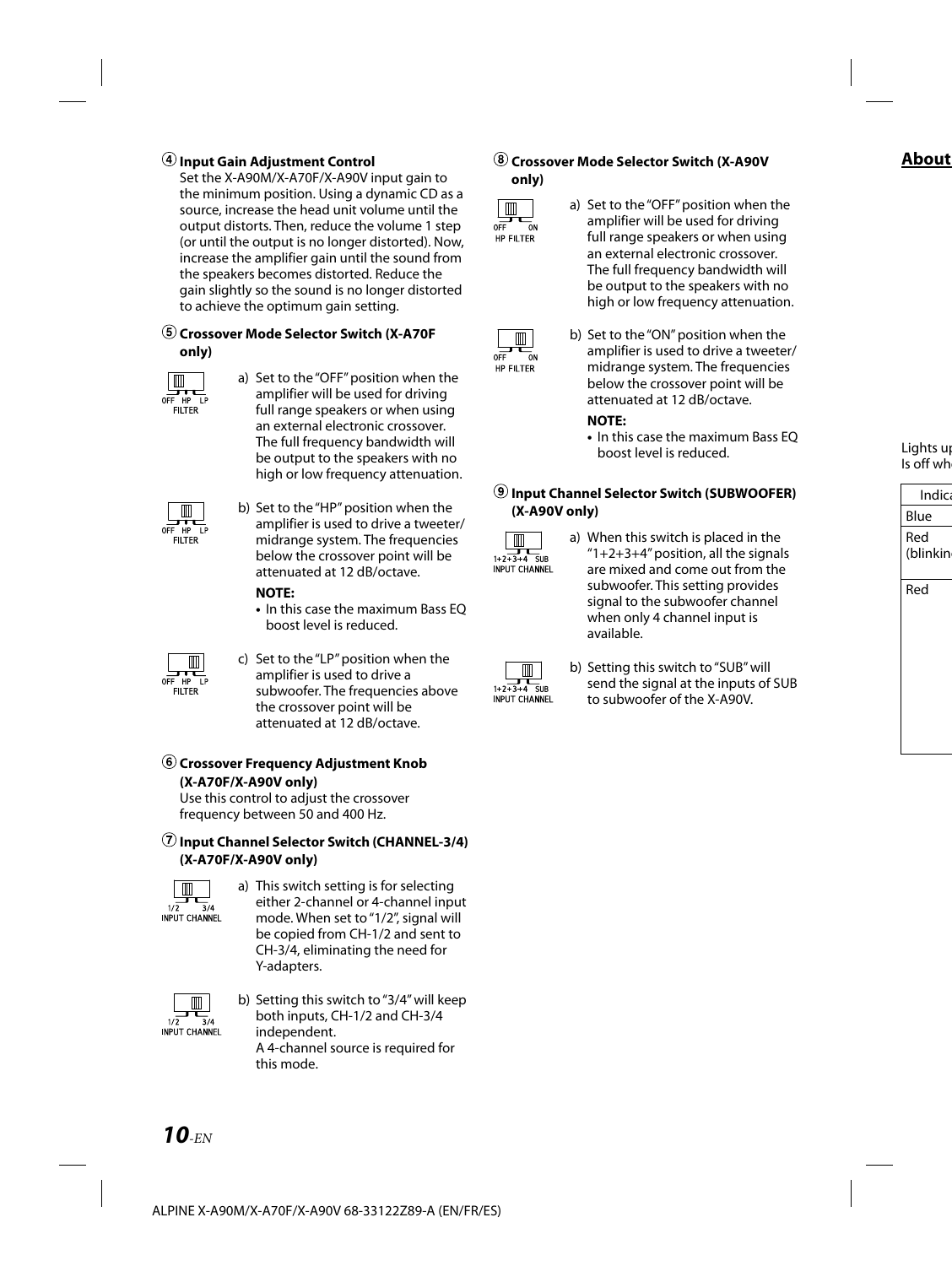④ **Input Gain Adjustment Control**

Set the X-A90M/X-A70F/X-A90V input gain to the minimum position. Using a dynamic CD as a source, increase the head unit volume until the output distorts. Then, reduce the volume 1 step (or until the output is no longer distorted). Now, increase the amplifier gain until the sound from the speakers becomes distorted. Reduce the gain slightly so the sound is no longer distorted to achieve the optimum gain setting.

⑤ **Crossover Mode Selector Switch (X-A70F only)**

OFF HP LP FILTER

a) Set to the "OFF" position when the amplifier will be used for driving full range speakers or when using an external electronic crossover. The full frequency bandwidth will be output to the speakers with no high or low frequency attenuation.

OFF HP LP FILTER

b) Set to the "HP" position when the amplifier is used to drive a tweeter/ midrange system. The frequencies below the crossover point will be attenuated at 12 dB/octave.

**NOTE:**
- In this case the maximum Bass EQ boost level is reduced.

OFF HP LP FILTER

c) Set to the "LP" position when the amplifier is used to drive a subwoofer. The frequencies above the crossover point will be attenuated at 12 dB/octave.

⑥ **Crossover Frequency Adjustment Knob (X-A70F/X-A90V only)**

Use this control to adjust the crossover frequency between 50 and 400 Hz.

⑦ **Input Channel Selector Switch (CHANNEL-3/4) (X-A70F/X-A90V only)**

1/2 3/4 INPUT CHANNEL

a) This switch setting is for selecting either 2-channel or 4-channel input mode. When set to "1/2", signal will be copied from CH-1/2 and sent to CH-3/4, eliminating the need for Y-adapters.

1/2 3/4 INPUT CHANNEL

b) Setting this switch to "3/4" will keep both inputs, CH-1/2 and CH-3/4 independent.
A 4-channel source is required for this mode.

⑧ **Crossover Mode Selector Switch (X-A90V only)**

OFF ON HP FILTER

a) Set to the "OFF" position when the amplifier will be used for driving full range speakers or when using an external electronic crossover. The full frequency bandwidth will be output to the speakers with no high or low frequency attenuation.

OFF ON HP FILTER

b) Set to the "ON" position when the amplifier is used to drive a tweeter/ midrange system. The frequencies below the crossover point will be attenuated at 12 dB/octave.

**NOTE:**
- In this case the maximum Bass EQ boost level is reduced.

⑨ **Input Channel Selector Switch (SUBWOOFER) (X-A90V only)**

1+2+3+4 SUB INPUT CHANNEL

a) When this switch is placed in the "1+2+3+4" position, all the signals are mixed and come out from the subwoofer. This setting provides signal to the subwoofer channel when only 4 channel input is available.

1+2+3+4 SUB INPUT CHANNEL

b) Setting this switch to "SUB" will send the signal at the inputs of SUB to subwoofer of the X-A90V.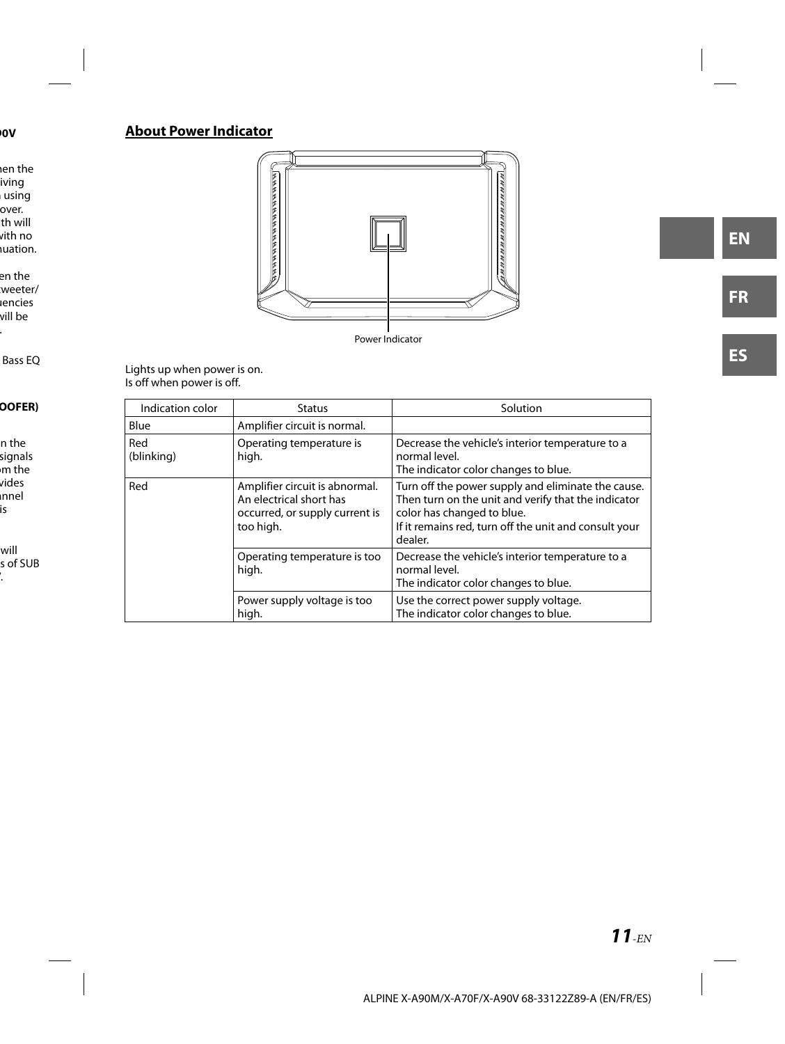## About Power Indicator

Power Indicator

Lights up when power is on.
Is off when power is off.

| Indication color | Status | Solution |
|---|---|---|
| Blue | Amplifier circuit is normal. | |
| Red (blinking) | Operating temperature is high. | Decrease the vehicle's interior temperature to a normal level. The indicator color changes to blue. |
| Red | Amplifier circuit is abnormal. An electrical short has occurred, or supply current is too high. | Turn off the power supply and eliminate the cause. Then turn on the unit and verify that the indicator color has changed to blue. If it remains red, turn off the unit and consult your dealer. |
| | Operating temperature is too high. | Decrease the vehicle's interior temperature to a normal level. The indicator color changes to blue. |
| | Power supply voltage is too high. | Use the correct power supply voltage. The indicator color changes to blue. |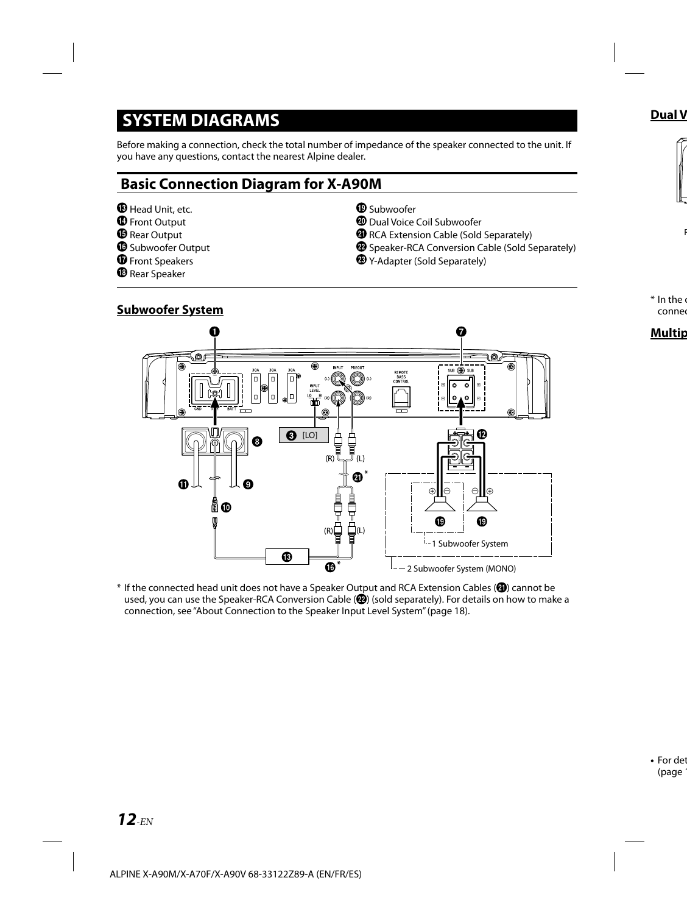# SYSTEM DIAGRAMS

Before making a connection, check the total number of impedance of the speaker connected to the unit. If you have any questions, contact the nearest Alpine dealer.

## Basic Connection Diagram for X-A90M

⓭ Head Unit, etc.
⓮ Front Output
⓯ Rear Output
⓰ Subwoofer Output
⓱ Front Speakers
⓲ Rear Speaker
⓳ Subwoofer
⓴ Dual Voice Coil Subwoofer
㉑ RCA Extension Cable (Sold Separately)
㉒ Speaker-RCA Conversion Cable (Sold Separately)
㉓ Y-Adapter (Sold Separately)

### Subwoofer System

* If the connected head unit does not have a Speaker Output and RCA Extension Cables (㉑) cannot be used, you can use the Speaker-RCA Conversion Cable (㉒) (sold separately). For details on how to make a connection, see "About Connection to the Speaker Input Level System" (page 18).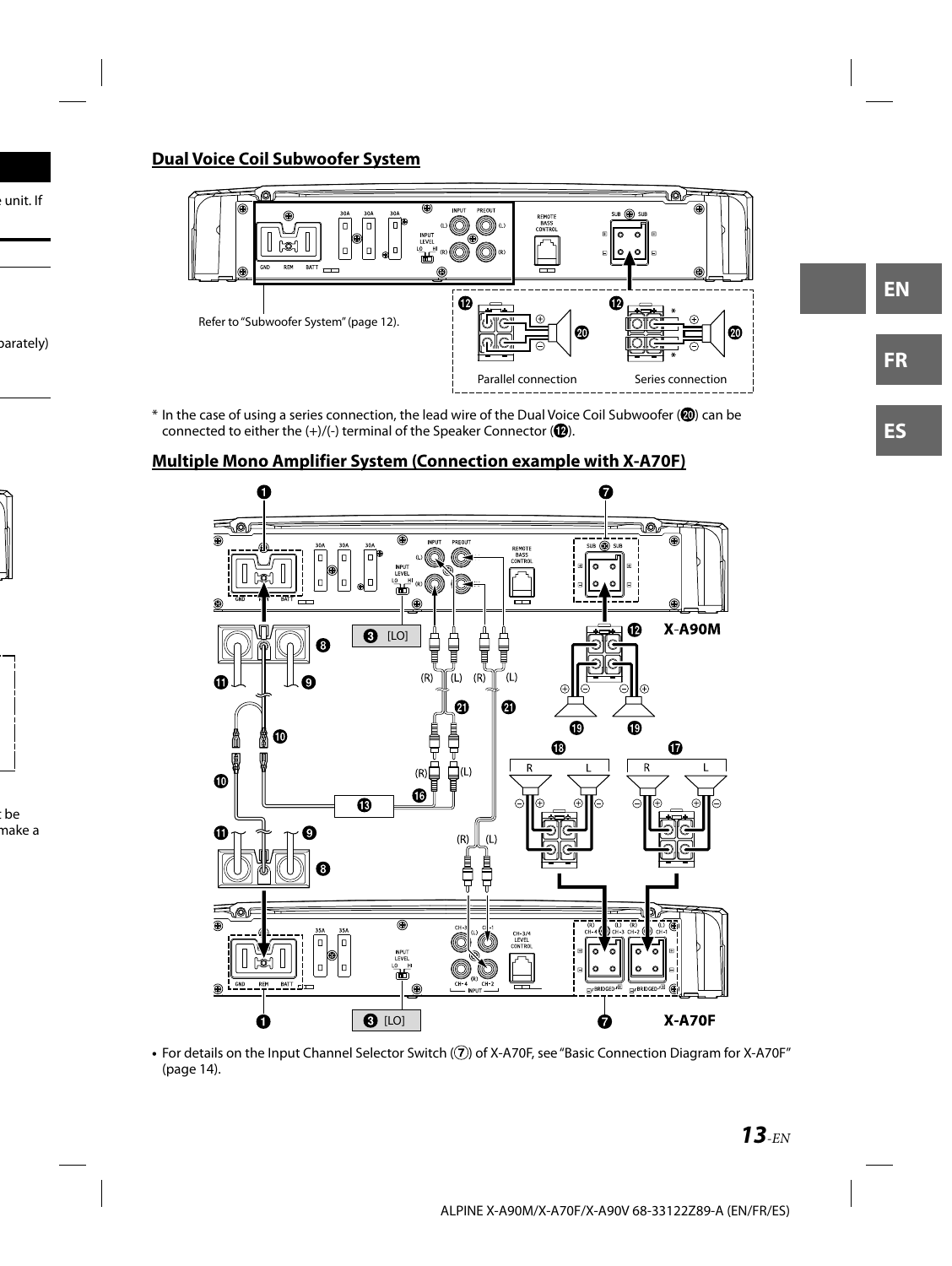## Dual Voice Coil Subwoofer System

Refer to "Subwoofer System" (page 12).

Parallel connection

Series connection

\* In the case of using a series connection, the lead wire of the Dual Voice Coil Subwoofer (⑳) can be connected to either the (+)/(-) terminal of the Speaker Connector (⑫).

## Multiple Mono Amplifier System (Connection example with X-A70F)

X-A90M

X-A70F

- For details on the Input Channel Selector Switch (⑦) of X-A70F, see "Basic Connection Diagram for X-A70F" (page 14).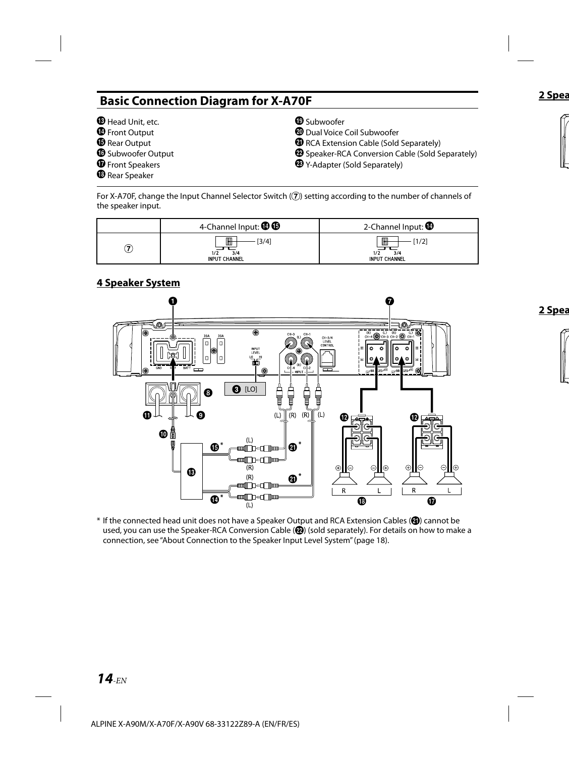## Basic Connection Diagram for X-A70F

⓭ Head Unit, etc.
⓮ Front Output
⓯ Rear Output
⓰ Subwoofer Output
⓱ Front Speakers
⓲ Rear Speaker
⓳ Subwoofer
⓴ Dual Voice Coil Subwoofer
㉑ RCA Extension Cable (Sold Separately)
㉒ Speaker-RCA Conversion Cable (Sold Separately)
㉓ Y-Adapter (Sold Separately)

For X-A70F, change the Input Channel Selector Switch (⑦) setting according to the number of channels of the speaker input.

| | 4-Channel Input: ⓮ ⓯ | 2-Channel Input: ⓮ |
|---|---|---|
| ⑦ | [3/4] 1/2 3/4 INPUT CHANNEL | [1/2] 1/2 3/4 INPUT CHANNEL |

### 4 Speaker System

\* If the connected head unit does not have a Speaker Output and RCA Extension Cables (㉑) cannot be used, you can use the Speaker-RCA Conversion Cable (㉒) (sold separately). For details on how to make a connection, see "About Connection to the Speaker Input Level System" (page 18).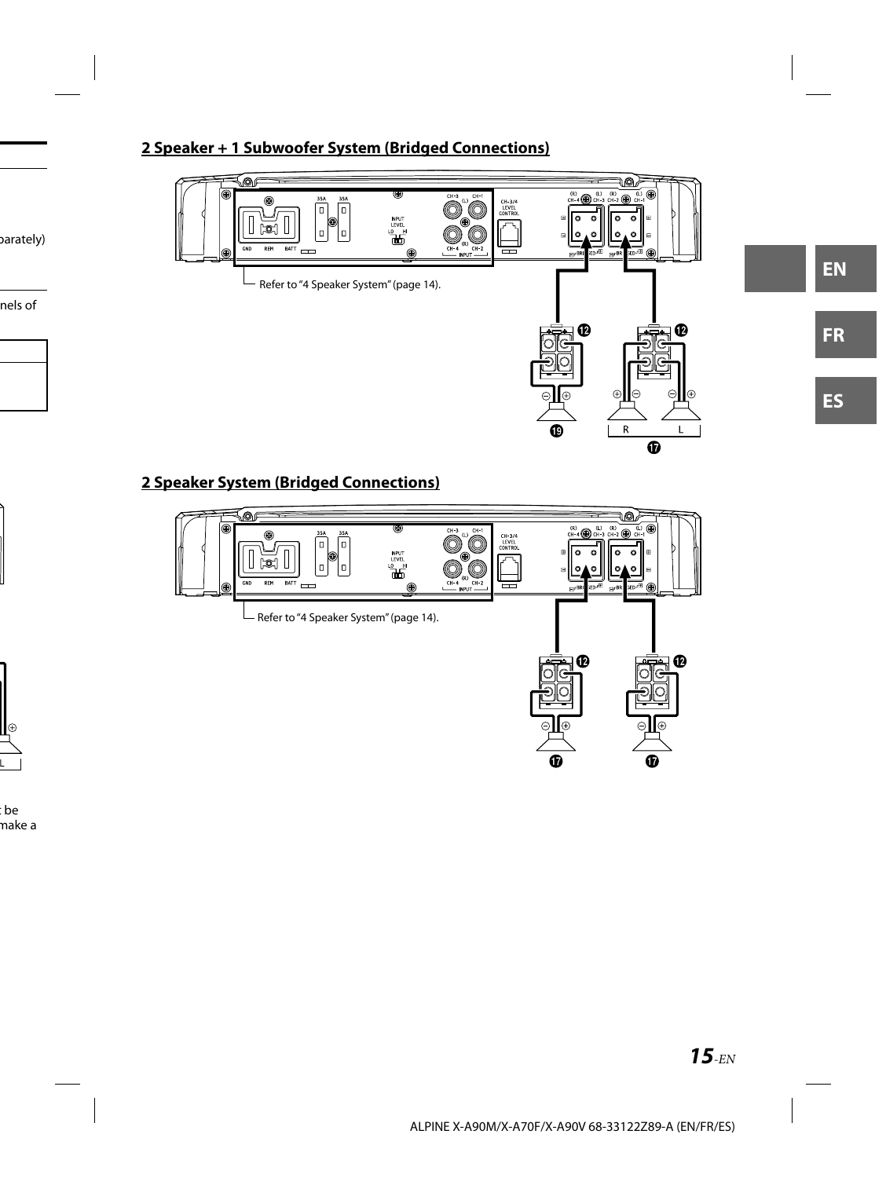## 2 Speaker + 1 Subwoofer System (Bridged Connections)

Refer to "4 Speaker System" (page 14).

## 2 Speaker System (Bridged Connections)

Refer to "4 Speaker System" (page 14).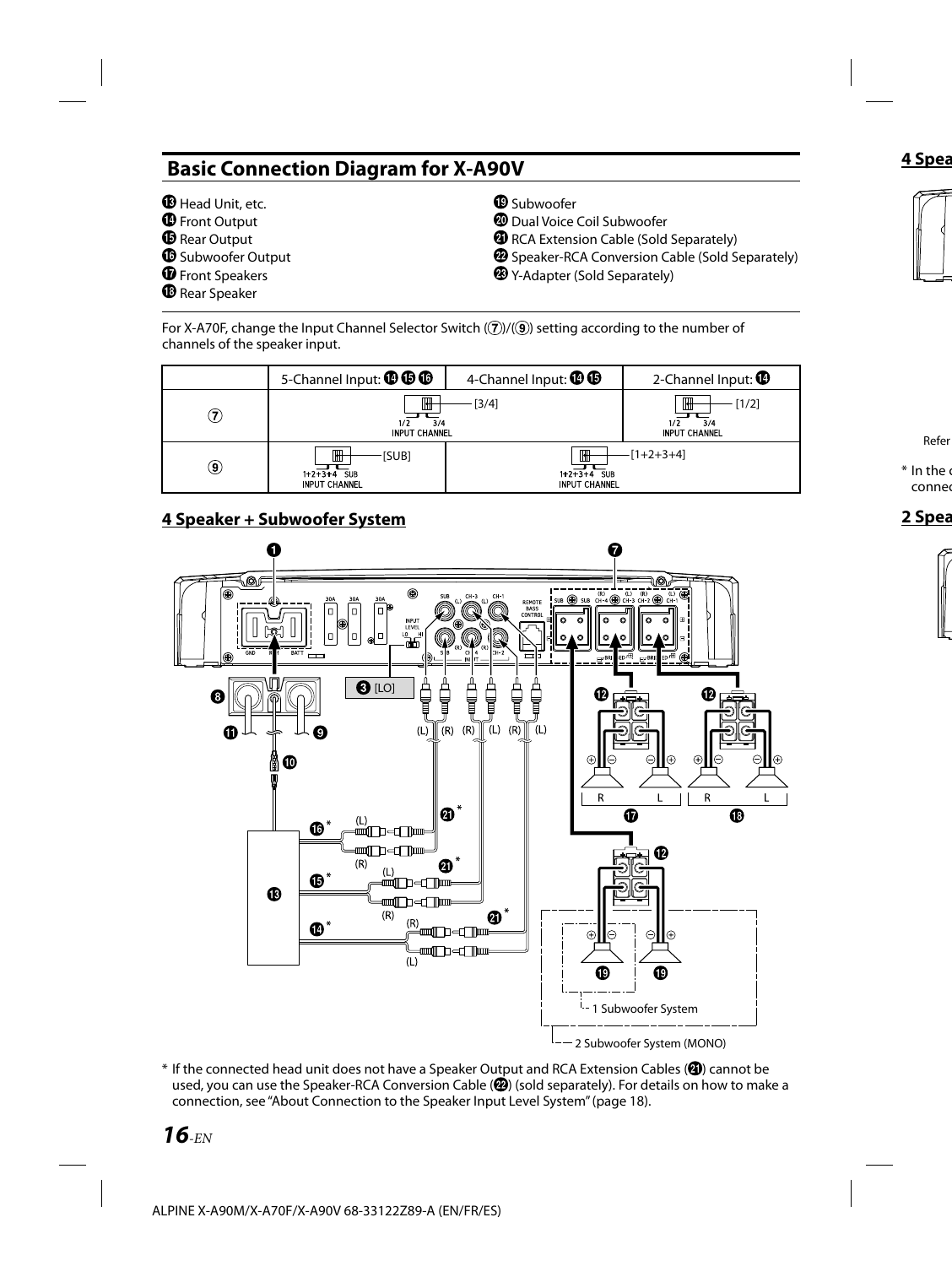## Basic Connection Diagram for X-A90V

⓭ Head Unit, etc.
⓮ Front Output
⓯ Rear Output
⓰ Subwoofer Output
⓱ Front Speakers
⓲ Rear Speaker
⓳ Subwoofer
⓴ Dual Voice Coil Subwoofer
㉑ RCA Extension Cable (Sold Separately)
㉒ Speaker-RCA Conversion Cable (Sold Separately)
㉓ Y-Adapter (Sold Separately)

For X-A70F, change the Input Channel Selector Switch (⑦)/(⑨) setting according to the number of channels of the speaker input.

| | 5-Channel Input: ⓮ ⓯ ⓰ | 4-Channel Input: ⓮ ⓯ | 2-Channel Input: ⓮ |
|---|---|---|---|
| ⑦ | [3/4] 1/2 3/4 INPUT CHANNEL | | [1/2] 1/2 3/4 INPUT CHANNEL |
| ⑨ | [SUB] 1+2+3+4 SUB INPUT CHANNEL | [1+2+3+4] 1+2+3+4 SUB INPUT CHANNEL | |

### 4 Speaker + Subwoofer System

❶ ❼ ❸ [LO] ❽ ⓫ ❾ ❿ ⓬ ⓬ ⓬ ⓭ ⓮* ⓯* ⓰* ㉑* ⓱ ⓲ ⓳ ⓳

1 Subwoofer System

2 Subwoofer System (MONO)

\* If the connected head unit does not have a Speaker Output and RCA Extension Cables (㉑) cannot be used, you can use the Speaker-RCA Conversion Cable (㉒) (sold separately). For details on how to make a connection, see "About Connection to the Speaker Input Level System" (page 18).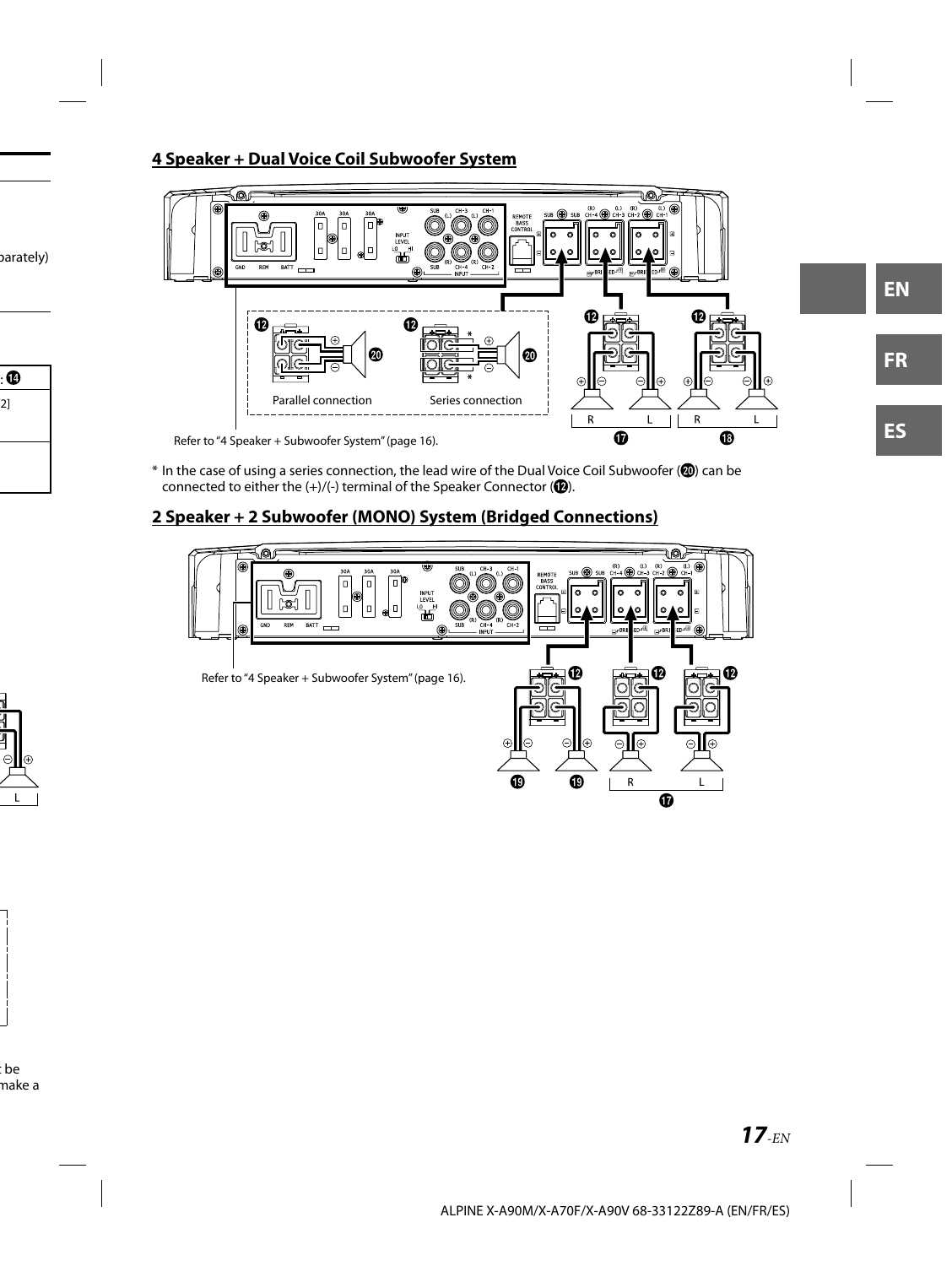## 4 Speaker + Dual Voice Coil Subwoofer System

Parallel connection

Series connection

Refer to “4 Speaker + Subwoofer System” (page 16).

\* In the case of using a series connection, the lead wire of the Dual Voice Coil Subwoofer (⑳) can be connected to either the (+)/(-) terminal of the Speaker Connector (⑫).

## 2 Speaker + 2 Subwoofer (MONO) System (Bridged Connections)

Refer to “4 Speaker + Subwoofer System” (page 16).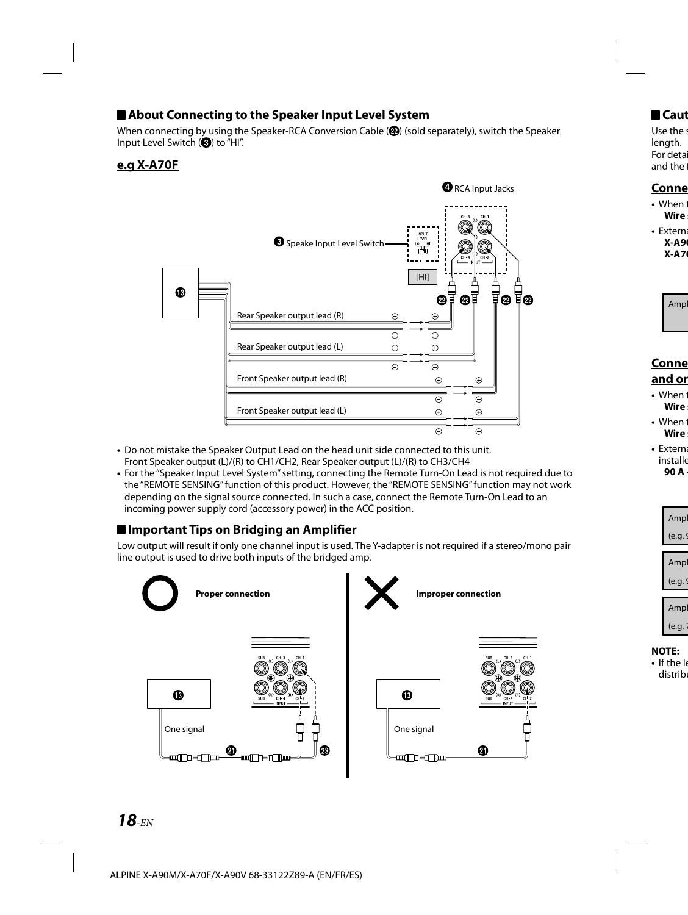## About Connecting to the Speaker Input Level System

When connecting by using the Speaker-RCA Conversion Cable (㉒) (sold separately), switch the Speaker Input Level Switch (❸) to "HI".

**e.g X-A70F**

❹ RCA Input Jacks

❸ Speake Input Level Switch

[HI]

Rear Speaker output lead (R)

Rear Speaker output lead (L)

Front Speaker output lead (R)

Front Speaker output lead (L)

- Do not mistake the Speaker Output Lead on the head unit side connected to this unit.
  Front Speaker output (L)/(R) to CH1/CH2, Rear Speaker output (L)/(R) to CH3/CH4
- For the "Speaker Input Level System" setting, connecting the Remote Turn-On Lead is not required due to the "REMOTE SENSING" function of this product. However, the "REMOTE SENSING" function may not work depending on the signal source connected. In such a case, connect the Remote Turn-On Lead to an incoming power supply cord (accessory power) in the ACC position.

## Important Tips on Bridging an Amplifier

Low output will result if only one channel input is used. The Y-adapter is not required if a stereo/mono pair line output is used to drive both inputs of the bridged amp.

**Proper connection**

One signal

**Improper connection**

One signal

ALPINE X-A90M/X-A70F/X-A90V 68-33122Z89-A (EN/FR/ES)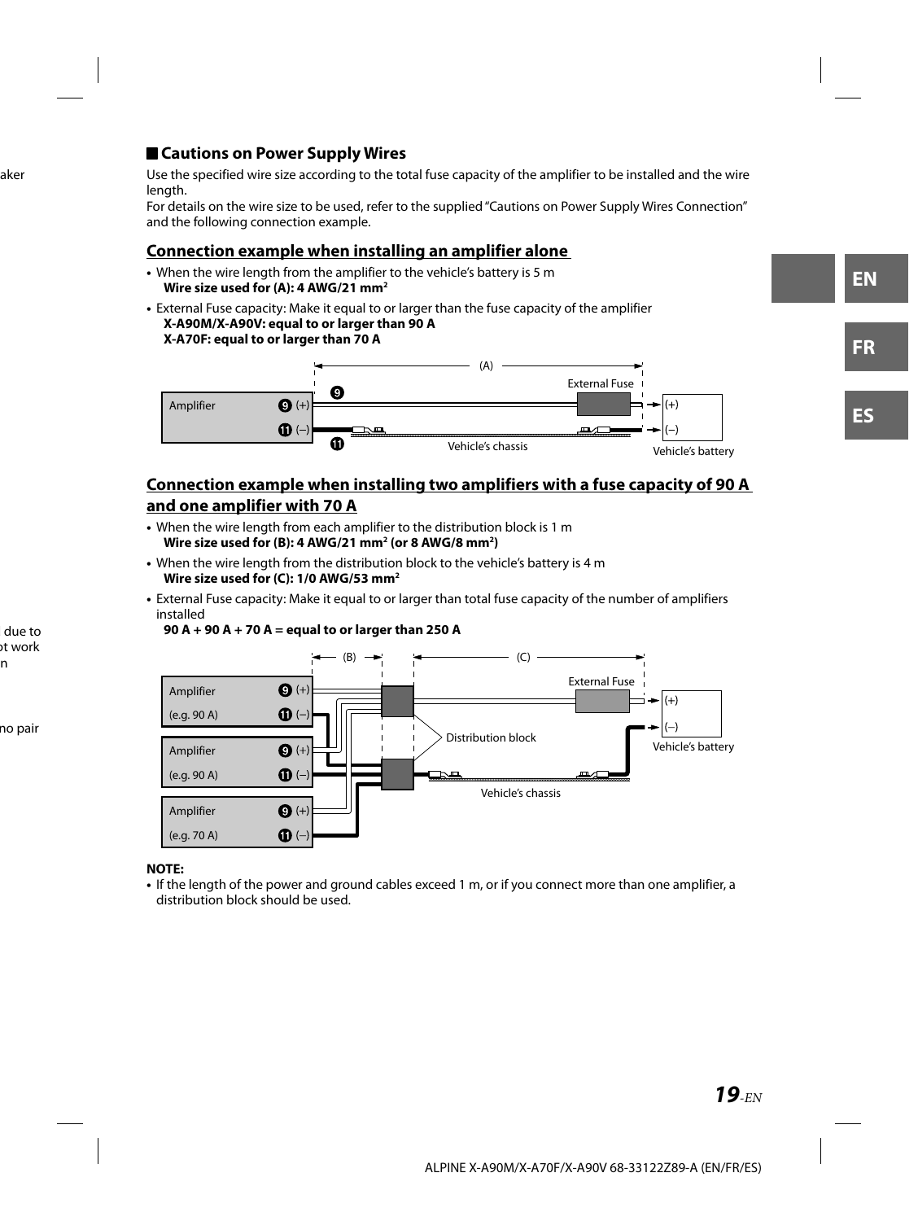## Cautions on Power Supply Wires

Use the specified wire size according to the total fuse capacity of the amplifier to be installed and the wire length.
For details on the wire size to be used, refer to the supplied "Cautions on Power Supply Wires Connection" and the following connection example.

### Connection example when installing an amplifier alone

- When the wire length from the amplifier to the vehicle's battery is 5 m
  **Wire size used for (A): 4 AWG/21 mm²**
- External Fuse capacity: Make it equal to or larger than the fuse capacity of the amplifier
  **X-A90M/X-A90V: equal to or larger than 90 A**
  **X-A70F: equal to or larger than 70 A**

(A)
Amplifier ❾ (+) ⓫ (–)
❾ External Fuse (+)
⓫ Vehicle's chassis (–)
Vehicle's battery

### Connection example when installing two amplifiers with a fuse capacity of 90 A and one amplifier with 70 A

- When the wire length from each amplifier to the distribution block is 1 m
  **Wire size used for (B): 4 AWG/21 mm² (or 8 AWG/8 mm²)**
- When the wire length from the distribution block to the vehicle's battery is 4 m
  **Wire size used for (C): 1/0 AWG/53 mm²**
- External Fuse capacity: Make it equal to or larger than total fuse capacity of the number of amplifiers installed
  **90 A + 90 A + 70 A = equal to or larger than 250 A**

(B) (C)
Amplifier (e.g. 90 A) ❾ (+) ⓫ (–)
Amplifier (e.g. 90 A) ❾ (+) ⓫ (–)
Amplifier (e.g. 70 A) ❾ (+) ⓫ (–)
Distribution block
External Fuse (+) (–)
Vehicle's battery
Vehicle's chassis

**NOTE:**

- If the length of the power and ground cables exceed 1 m, or if you connect more than one amplifier, a distribution block should be used.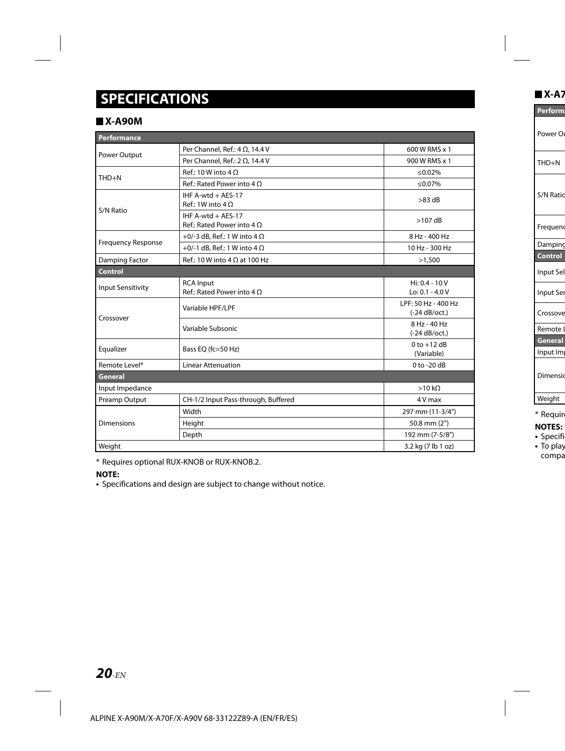# SPECIFICATIONS

## ■ X-A90M

| Performance | | |
|---|---|---|
| Power Output | Per Channel, Ref.: 4 Ω, 14.4 V | 600 W RMS x 1 |
| | Per Channel, Ref.: 2 Ω, 14.4 V | 900 W RMS x 1 |
| THD+N | Ref.: 10 W into 4 Ω | ≤0.02% |
| | Ref.: Rated Power into 4 Ω | ≤0.07% |
| S/N Ratio | IHF A-wtd + AES-17 Ref.: 1W into 4 Ω | >83 dB |
| | IHF A-wtd + AES-17 Ref.: Rated Power into 4 Ω | >107 dB |
| Frequency Response | +0/-3 dB, Ref.: 1 W into 4 Ω | 8 Hz - 400 Hz |
| | +0/-1 dB, Ref.: 1 W into 4 Ω | 10 Hz - 300 Hz |
| Damping Factor | Ref.: 10 W into 4 Ω at 100 Hz | >1,500 |
| **Control** | | |
| Input Sensitivity | RCA Input Ref.: Rated Power into 4 Ω | Hi: 0.4 - 10 V Lo: 0.1 - 4.0 V |
| Crossover | Variable HPF/LPF | LPF: 50 Hz - 400 Hz (-24 dB/oct.) |
| | Variable Subsonic | 8 Hz - 40 Hz (-24 dB/oct.) |
| Equalizer | Bass EQ (fc=50 Hz) | 0 to +12 dB (Variable) |
| Remote Level* | Linear Attenuation | 0 to -20 dB |
| **General** | | |
| Input Impedance | | >10 kΩ |
| Preamp Output | CH-1/2 Input Pass-through, Buffered | 4 V max |
| Dimensions | Width | 297 mm (11-3/4") |
| | Height | 50.8 mm (2") |
| | Depth | 192 mm (7-5/8") |
| Weight | | 3.2 kg (7 lb 1 oz) |

* Requires optional RUX-KNOB or RUX-KNOB.2.

**NOTE:**

- Specifications and design are subject to change without notice.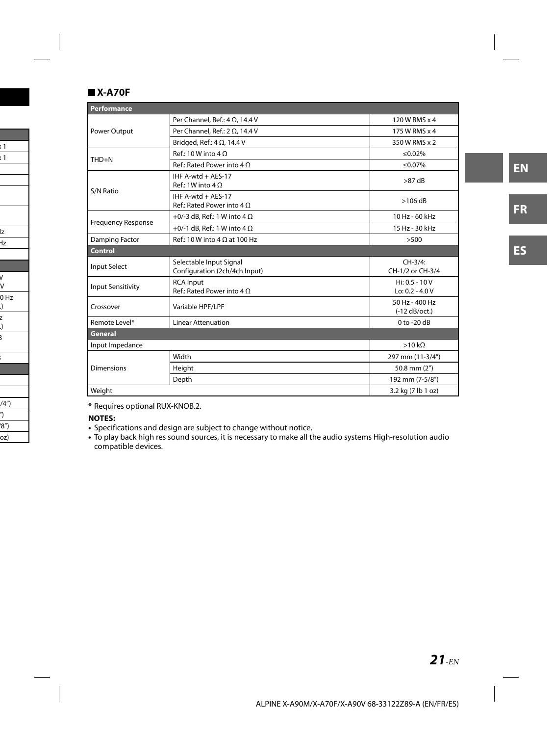## X-A70F

| Performance | | |
|---|---|---|
| Power Output | Per Channel, Ref.: 4 Ω, 14.4 V | 120 W RMS x 4 |
| | Per Channel, Ref.: 2 Ω, 14.4 V | 175 W RMS x 4 |
| | Bridged, Ref.: 4 Ω, 14.4 V | 350 W RMS x 2 |
| THD+N | Ref.: 10 W into 4 Ω | ≤0.02% |
| | Ref.: Rated Power into 4 Ω | ≤0.07% |
| S/N Ratio | IHF A-wtd + AES-17<br>Ref.: 1W into 4 Ω | >87 dB |
| | IHF A-wtd + AES-17<br>Ref.: Rated Power into 4 Ω | >106 dB |
| Frequency Response | +0/-3 dB, Ref.: 1 W into 4 Ω | 10 Hz - 60 kHz |
| | +0/-1 dB, Ref.: 1 W into 4 Ω | 15 Hz - 30 kHz |
| Damping Factor | Ref.: 10 W into 4 Ω at 100 Hz | >500 |
| **Control** | | |
| Input Select | Selectable Input Signal<br>Configuration (2ch/4ch Input) | CH-3/4:<br>CH-1/2 or CH-3/4 |
| Input Sensitivity | RCA Input<br>Ref.: Rated Power into 4 Ω | Hi: 0.5 - 10 V<br>Lo: 0.2 - 4.0 V |
| Crossover | Variable HPF/LPF | 50 Hz - 400 Hz<br>(-12 dB/oct.) |
| Remote Level* | Linear Attenuation | 0 to -20 dB |
| **General** | | |
| Input Impedance | | >10 kΩ |
| Dimensions | Width | 297 mm (11-3/4") |
| | Height | 50.8 mm (2") |
| | Depth | 192 mm (7-5/8") |
| Weight | | 3.2 kg (7 lb 1 oz) |

* Requires optional RUX-KNOB.2.

**NOTES:**

- Specifications and design are subject to change without notice.
- To play back high res sound sources, it is necessary to make all the audio systems High-resolution audio compatible devices.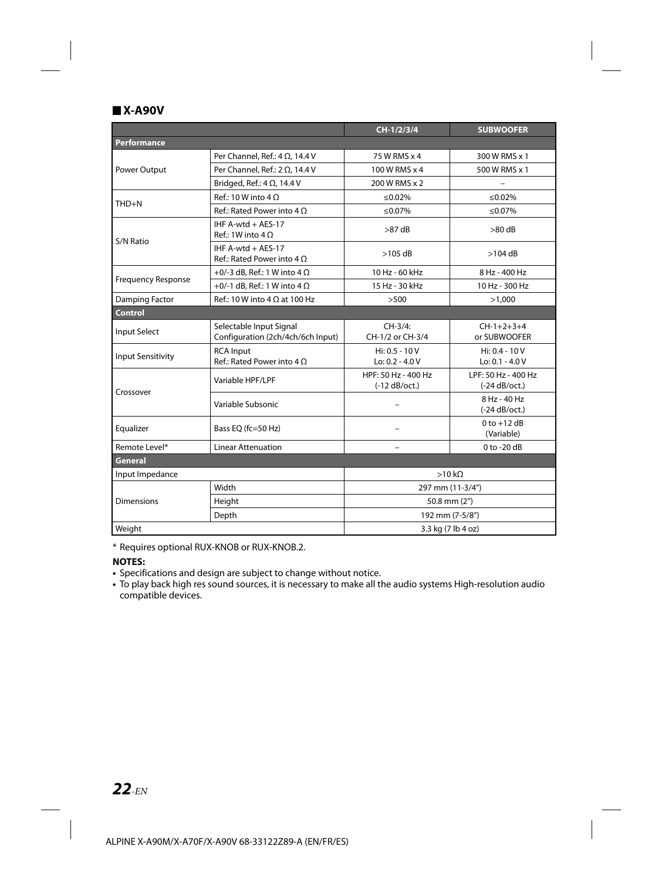## ■ X-A90V

| | | CH-1/2/3/4 | SUBWOOFER |
|---|---|---|---|
| **Performance** | | | |
| Power Output | Per Channel, Ref.: 4 Ω, 14.4 V | 75 W RMS x 4 | 300 W RMS x 1 |
| | Per Channel, Ref.: 2 Ω, 14.4 V | 100 W RMS x 4 | 500 W RMS x 1 |
| | Bridged, Ref.: 4 Ω, 14.4 V | 200 W RMS x 2 | – |
| THD+N | Ref.: 10 W into 4 Ω | ≤0.02% | ≤0.02% |
| | Ref.: Rated Power into 4 Ω | ≤0.07% | ≤0.07% |
| S/N Ratio | IHF A-wtd + AES-17 Ref.: 1W into 4 Ω | >87 dB | >80 dB |
| | IHF A-wtd + AES-17 Ref.: Rated Power into 4 Ω | >105 dB | >104 dB |
| Frequency Response | +0/-3 dB, Ref.: 1 W into 4 Ω | 10 Hz - 60 kHz | 8 Hz - 400 Hz |
| | +0/-1 dB, Ref.: 1 W into 4 Ω | 15 Hz - 30 kHz | 10 Hz - 300 Hz |
| Damping Factor | Ref.: 10 W into 4 Ω at 100 Hz | >500 | >1,000 |
| **Control** | | | |
| Input Select | Selectable Input Signal Configuration (2ch/4ch/6ch Input) | CH-3/4: CH-1/2 or CH-3/4 | CH-1+2+3+4 or SUBWOOFER |
| Input Sensitivity | RCA Input Ref.: Rated Power into 4 Ω | Hi: 0.5 - 10 V Lo: 0.2 - 4.0 V | Hi: 0.4 - 10 V Lo: 0.1 - 4.0 V |
| Crossover | Variable HPF/LPF | HPF: 50 Hz - 400 Hz (-12 dB/oct.) | LPF: 50 Hz - 400 Hz (-24 dB/oct.) |
| | Variable Subsonic | – | 8 Hz - 40 Hz (-24 dB/oct.) |
| Equalizer | Bass EQ (fc=50 Hz) | – | 0 to +12 dB (Variable) |
| Remote Level* | Linear Attenuation | – | 0 to -20 dB |
| **General** | | | |
| Input Impedance | | >10 kΩ | |
| Dimensions | Width | 297 mm (11-3/4") | |
| | Height | 50.8 mm (2") | |
| | Depth | 192 mm (7-5/8") | |
| Weight | | 3.3 kg (7 lb 4 oz) | |

* Requires optional RUX-KNOB or RUX-KNOB.2.

**NOTES:**

- Specifications and design are subject to change without notice.
- To play back high res sound sources, it is necessary to make all the audio systems High-resolution audio compatible devices.